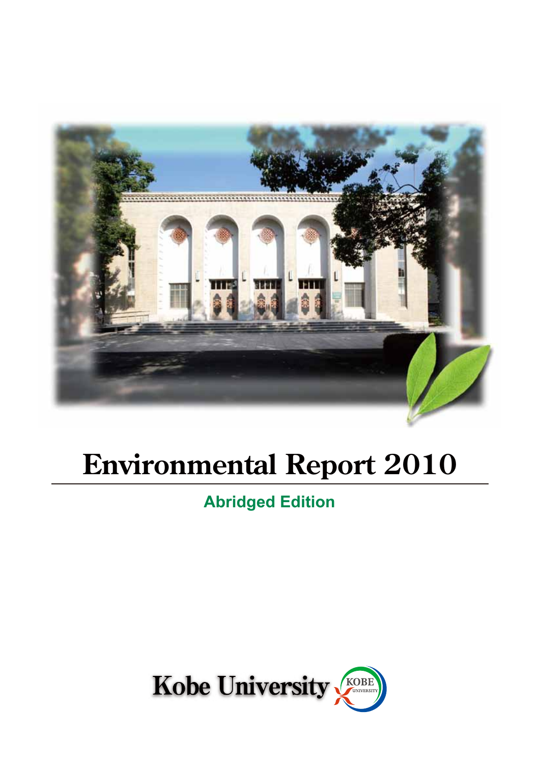# Environmental Report 2010

## Abridged Edition

Kobe University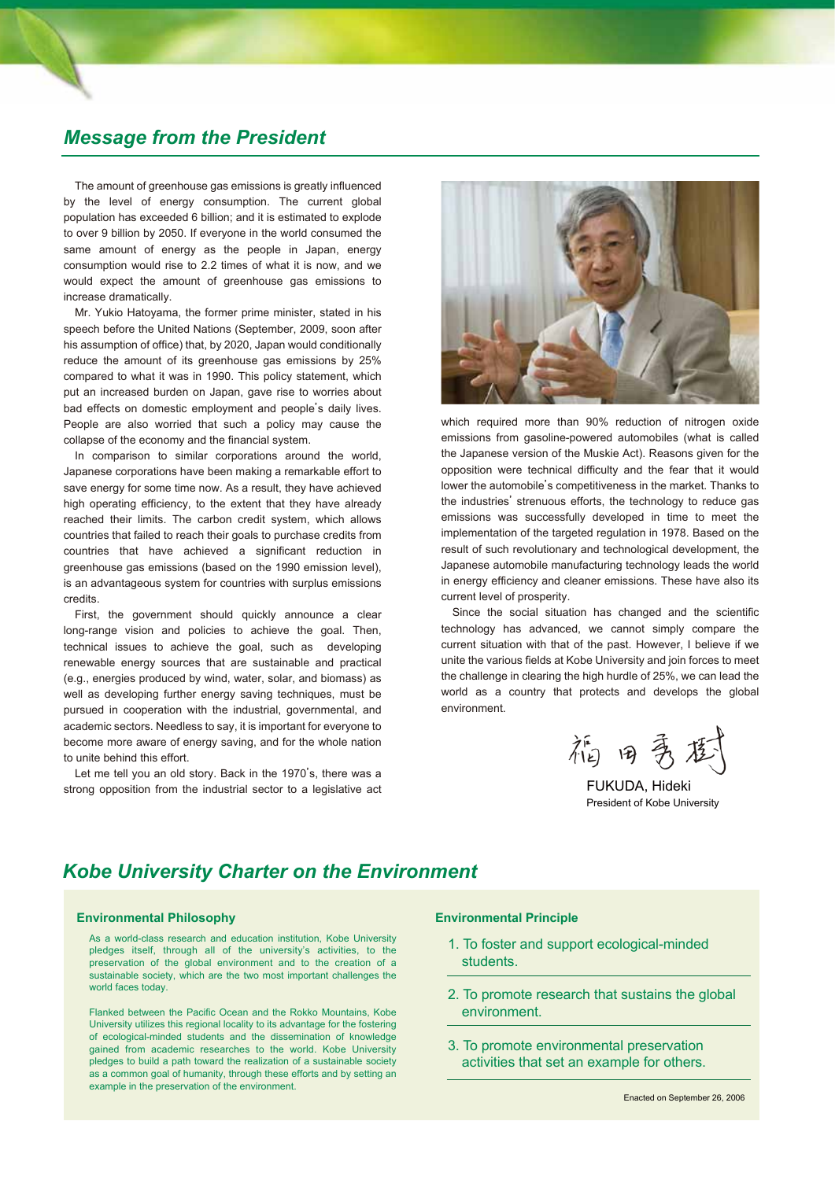## *Message from the President*

The amount of greenhouse gas emissions is greatly influenced by the level of energy consumption. The current global population has exceeded 6 billion; and it is estimated to explode to over 9 billion by 2050. If everyone in the world consumed the same amount of energy as the people in Japan, energy consumption would rise to 2.2 times of what it is now, and we would expect the amount of greenhouse gas emissions to increase dramatically.

Mr. Yukio Hatoyama, the former prime minister, stated in his speech before the United Nations (September, 2009, soon after his assumption of office) that, by 2020, Japan would conditionally reduce the amount of its greenhouse gas emissions by 25% compared to what it was in 1990. This policy statement, which put an increased burden on Japan, gave rise to worries about bad effects on domestic employment and people's daily lives. People are also worried that such a policy may cause the collapse of the economy and the financial system.

In comparison to similar corporations around the world, Japanese corporations have been making a remarkable effort to save energy for some time now. As a result, they have achieved high operating efficiency, to the extent that they have already reached their limits. The carbon credit system, which allows countries that failed to reach their goals to purchase credits from countries that have achieved a significant reduction in greenhouse gas emissions (based on the 1990 emission level), is an advantageous system for countries with surplus emissions credits.

First, the government should quickly announce a clear long-range vision and policies to achieve the goal. Then, technical issues to achieve the goal, such as developing renewable energy sources that are sustainable and practical (e.g., energies produced by wind, water, solar, and biomass) as well as developing further energy saving techniques, must be pursued in cooperation with the industrial, governmental, and academic sectors. Needless to say, it is important for everyone to become more aware of energy saving, and for the whole nation to unite behind this effort.

Let me tell you an old story. Back in the 1970's, there was a strong opposition from the industrial sector to a legislative act which required more than 90% reduction of nitrogen oxide emissions from gasoline-powered automobiles (what is called the Japanese version of the Muskie Act). Reasons given for the opposition were technical difficulty and the fear that it would lower the automobile's competitiveness in the market. Thanks to the industries' strenuous efforts, the technology to reduce gas emissions was successfully developed in time to meet the implementation of the targeted regulation in 1978. Based on the result of such revolutionary and technological development, the Japanese automobile manufacturing technology leads the world in energy efficiency and cleaner emissions. These have also its current level of prosperity.

Since the social situation has changed and the scientific technology has advanced, we cannot simply compare the current situation with that of the past. However, I believe if we unite the various fields at Kobe University and join forces to meet the challenge in clearing the high hurdle of 25%, we can lead the world as a country that protects and develops the global environment.

福田秀樹

FUKUDA, Hideki
President of Kobe University

## *Kobe University Charter on the Environment*

### Environmental Philosophy

As a world-class research and education institution, Kobe University pledges itself, through all of the university's activities, to the preservation of the global environment and to the creation of a sustainable society, which are the two most important challenges the world faces today.

Flanked between the Pacific Ocean and the Rokko Mountains, Kobe University utilizes this regional locality to its advantage for the fostering of ecological-minded students and the dissemination of knowledge gained from academic researches to the world. Kobe University pledges to build a path toward the realization of a sustainable society as a common goal of humanity, through these efforts and by setting an example in the preservation of the environment.

### Environmental Principle

1. To foster and support ecological-minded students.
2. To promote research that sustains the global environment.
3. To promote environmental preservation activities that set an example for others.

Enacted on September 26, 2006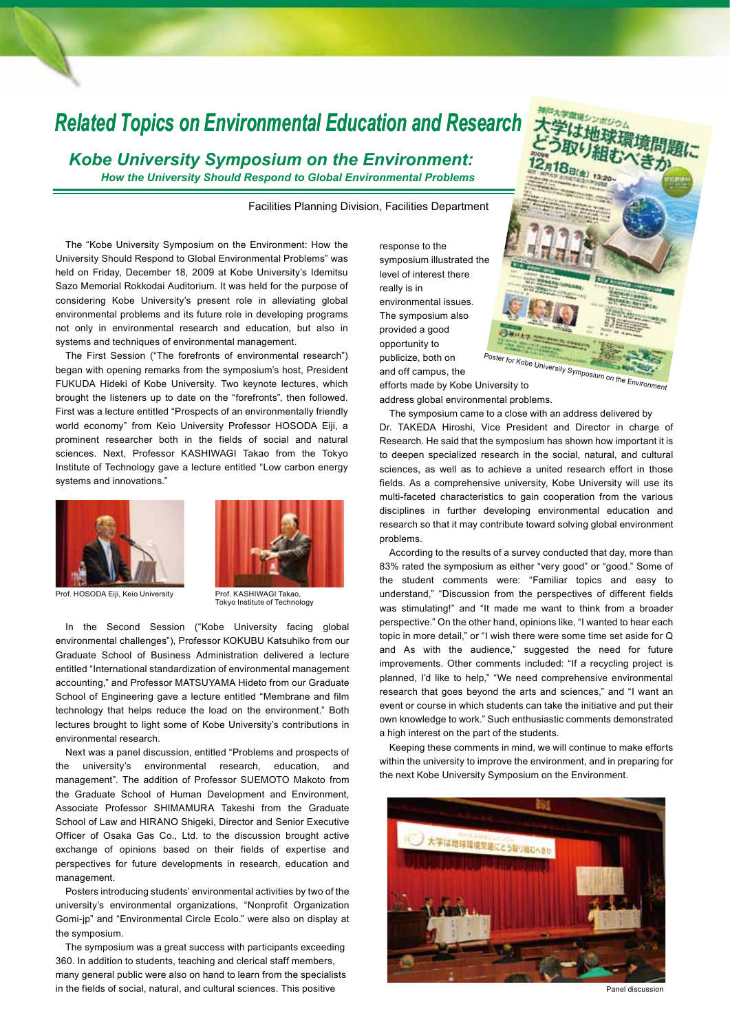# Related Topics on Environmental Education and Research

## Kobe University Symposium on the Environment:

### How the University Should Respond to Global Environmental Problems

Facilities Planning Division, Facilities Department

The "Kobe University Symposium on the Environment: How the University Should Respond to Global Environmental Problems" was held on Friday, December 18, 2009 at Kobe University's Idemitsu Sazo Memorial Rokkodai Auditorium. It was held for the purpose of considering Kobe University's present role in alleviating global environmental problems and its future role in developing programs not only in environmental research and education, but also in systems and techniques of environmental management.

The First Session ("The forefronts of environmental research") began with opening remarks from the symposium's host, President FUKUDA Hideki of Kobe University. Two keynote lectures, which brought the listeners up to date on the "forefronts", then followed. First was a lecture entitled "Prospects of an environmentally friendly world economy" from Keio University Professor HOSODA Eiji, a prominent researcher both in the fields of social and natural sciences. Next, Professor KASHIWAGI Takao from the Tokyo Institute of Technology gave a lecture entitled "Low carbon energy systems and innovations."

Prof. HOSODA Eiji, Keio University

Prof. KASHIWAGI Takao, Tokyo Institute of Technology

In the Second Session ("Kobe University facing global environmental challenges"), Professor KOKUBU Katsuhiko from our Graduate School of Business Administration delivered a lecture entitled "International standardization of environmental management accounting," and Professor MATSUYAMA Hideto from our Graduate School of Engineering gave a lecture entitled "Membrane and film technology that helps reduce the load on the environment." Both lectures brought to light some of Kobe University's contributions in environmental research.

Next was a panel discussion, entitled "Problems and prospects of the university's environmental research, education, and management". The addition of Professor SUEMOTO Makoto from the Graduate School of Human Development and Environment, Associate Professor SHIMAMURA Takeshi from the Graduate School of Law and HIRANO Shigeki, Director and Senior Executive Officer of Osaka Gas Co., Ltd. to the discussion brought active exchange of opinions based on their fields of expertise and perspectives for future developments in research, education and management.

Posters introducing students' environmental activities by two of the university's environmental organizations, "Nonprofit Organization Gomi-jp" and "Environmental Circle Ecolo." were also on display at the symposium.

The symposium was a great success with participants exceeding 360. In addition to students, teaching and clerical staff members, many general public were also on hand to learn from the specialists in the fields of social, natural, and cultural sciences. This positive response to the symposium illustrated the level of interest there really is in environmental issues. The symposium also provided a good opportunity to publicize, both on and off campus, the efforts made by Kobe University to address global environmental problems.

Poster for Kobe University Symposium on the Environment

The symposium came to a close with an address delivered by Dr. TAKEDA Hiroshi, Vice President and Director in charge of Research. He said that the symposium has shown how important it is to deepen specialized research in the social, natural, and cultural sciences, as well as to achieve a united research effort in those fields. As a comprehensive university, Kobe University will use its multi-faceted characteristics to gain cooperation from the various disciplines in further developing environmental education and research so that it may contribute toward solving global environment problems.

According to the results of a survey conducted that day, more than 83% rated the symposium as either "very good" or "good." Some of the student comments were: "Familiar topics and easy to understand," "Discussion from the perspectives of different fields was stimulating!" and "It made me want to think from a broader perspective." On the other hand, opinions like, "I wanted to hear each topic in more detail," or "I wish there were some time set aside for Q and As with the audience," suggested the need for future improvements. Other comments included: "If a recycling project is planned, I'd like to help," "We need comprehensive environmental research that goes beyond the arts and sciences," and "I want an event or course in which students can take the initiative and put their own knowledge to work." Such enthusiastic comments demonstrated a high interest on the part of the students.

Keeping these comments in mind, we will continue to make efforts within the university to improve the environment, and in preparing for the next Kobe University Symposium on the Environment.

Panel discussion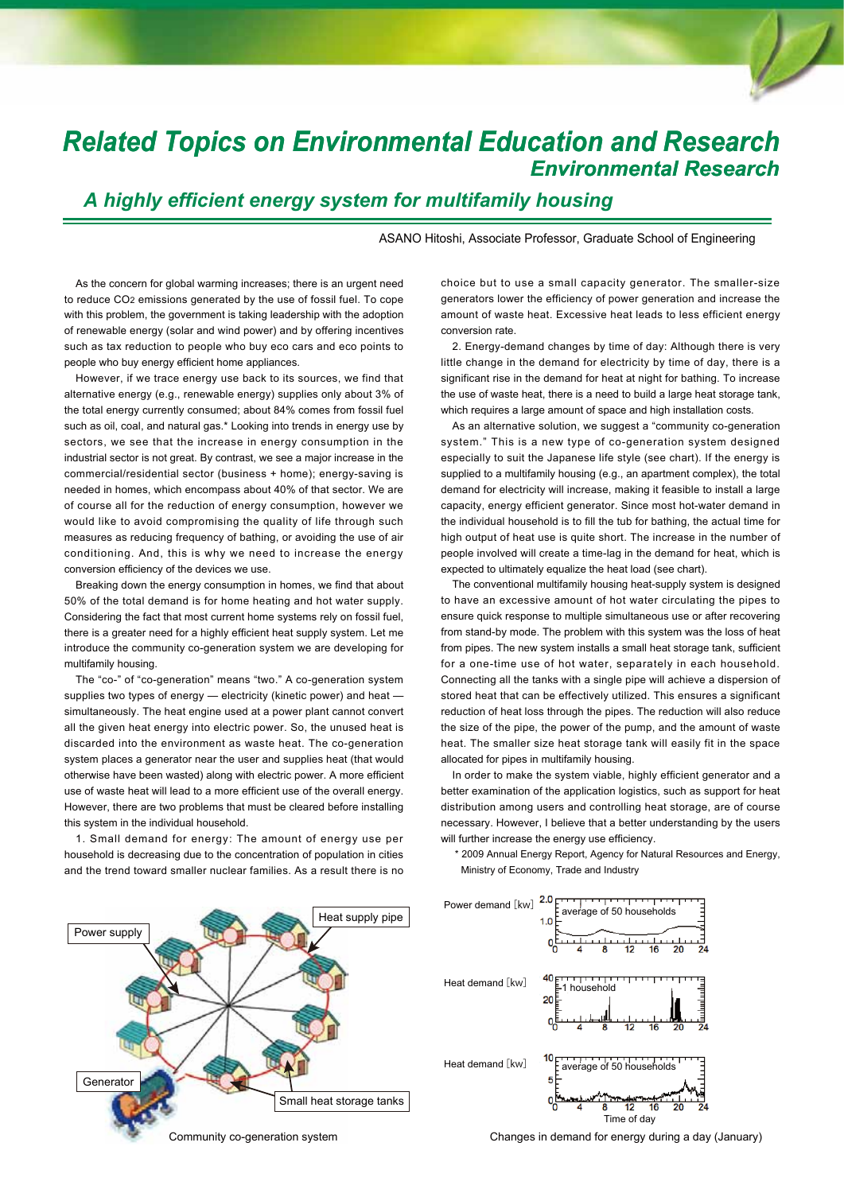# Related Topics on Environmental Education and Research

## Environmental Research

### A highly efficient energy system for multifamily housing

ASANO Hitoshi, Associate Professor, Graduate School of Engineering

As the concern for global warming increases; there is an urgent need to reduce $CO_2$ emissions generated by the use of fossil fuel. To cope with this problem, the government is taking leadership with the adoption of renewable energy (solar and wind power) and by offering incentives such as tax reduction to people who buy eco cars and eco points to people who buy energy efficient home appliances.

However, if we trace energy use back to its sources, we find that alternative energy (e.g., renewable energy) supplies only about 3% of the total energy currently consumed; about 84% comes from fossil fuel such as oil, coal, and natural gas.* Looking into trends in energy use by sectors, we see that the increase in energy consumption in the industrial sector is not great. By contrast, we see a major increase in the commercial/residential sector (business + home); energy-saving is needed in homes, which encompass about 40% of that sector. We are of course all for the reduction of energy consumption, however we would like to avoid compromising the quality of life through such measures as reducing frequency of bathing, or avoiding the use of air conditioning. And, this is why we need to increase the energy conversion efficiency of the devices we use.

Breaking down the energy consumption in homes, we find that about 50% of the total demand is for home heating and hot water supply. Considering the fact that most current home systems rely on fossil fuel, there is a greater need for a highly efficient heat supply system. Let me introduce the community co-generation system we are developing for multifamily housing.

The "co-" of "co-generation" means "two." A co-generation system supplies two types of energy — electricity (kinetic power) and heat — simultaneously. The heat engine used at a power plant cannot convert all the given heat energy into electric power. So, the unused heat is discarded into the environment as waste heat. The co-generation system places a generator near the user and supplies heat (that would otherwise have been wasted) along with electric power. A more efficient use of waste heat will lead to a more efficient use of the overall energy. However, there are two problems that must be cleared before installing this system in the individual household.

1. Small demand for energy: The amount of energy use per household is decreasing due to the concentration of population in cities and the trend toward smaller nuclear families. As a result there is no choice but to use a small capacity generator. The smaller-size generators lower the efficiency of power generation and increase the amount of waste heat. Excessive heat leads to less efficient energy conversion rate.

2. Energy-demand changes by time of day: Although there is very little change in the demand for electricity by time of day, there is a significant rise in the demand for heat at night for bathing. To increase the use of waste heat, there is a need to build a large heat storage tank, which requires a large amount of space and high installation costs.

As an alternative solution, we suggest a "community co-generation system." This is a new type of co-generation system designed especially to suit the Japanese life style (see chart). If the energy is supplied to a multifamily housing (e.g., an apartment complex), the total demand for electricity will increase, making it feasible to install a large capacity, energy efficient generator. Since most hot-water demand in the individual household is to fill the tub for bathing, the actual time for high output of heat use is quite short. The increase in the number of people involved will create a time-lag in the demand for heat, which is expected to ultimately equalize the heat load (see chart).

The conventional multifamily housing heat-supply system is designed to have an excessive amount of hot water circulating the pipes to ensure quick response to multiple simultaneous use or after recovering from stand-by mode. The problem with this system was the loss of heat from pipes. The new system installs a small heat storage tank, sufficient for a one-time use of hot water, separately in each household. Connecting all the tanks with a single pipe will achieve a dispersion of stored heat that can be effectively utilized. This ensures a significant reduction of heat loss through the pipes. The reduction will also reduce the size of the pipe, the power of the pump, and the amount of waste heat. The smaller size heat storage tank will easily fit in the space allocated for pipes in multifamily housing.

In order to make the system viable, highly efficient generator and a better examination of the application logistics, such as support for heat distribution among users and controlling heat storage, are of course necessary. However, I believe that a better understanding by the users will further increase the energy use efficiency.

\* 2009 Annual Energy Report, Agency for Natural Resources and Energy, Ministry of Economy, Trade and Industry

Power supply / Heat supply pipe / Generator / Small heat storage tanks

Community co-generation system

Power demand [kw] — average of 50 households
Heat demand [kw] — 1 household
Heat demand [kw] — average of 50 households
Time of day

Changes in demand for energy during a day (January)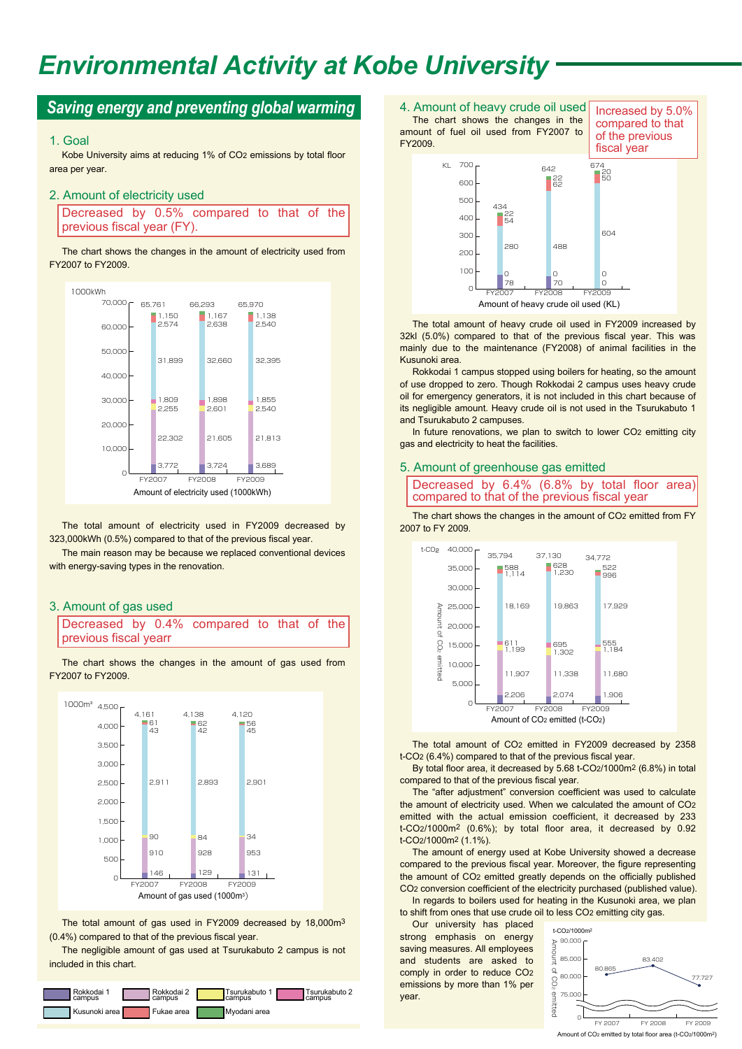# Environmental Activity at Kobe University

## Saving energy and preventing global warming

### 1. Goal

Kobe University aims at reducing 1% of $CO_2$ emissions by total floor area per year.

### 2. Amount of electricity used

Decreased by 0.5% compared to that of the previous fiscal year (FY).

The chart shows the changes in the amount of electricity used from FY2007 to FY2009.

Amount of electricity used (1000kWh)

| | FY2007 | FY2008 | FY2009 |
|---|---|---|---|
| Rokkodai 1 campus | 3,772 | 3,724 | 3,689 |
| Rokkodai 2 campus | 22,302 | 21,605 | 21,813 |
| Tsurukabuto 1 campus | 2,255 | 2,601 | 2,540 |
| Tsurukabuto 2 campus | 1,809 | 1,898 | 1,855 |
| Kusunoki area | 31,899 | 32,660 | 32,395 |
| Fukae area | 2,574 | 2,638 | 2,540 |
| Myodani area | 1,150 | 1,167 | 1,138 |
| Total | 65,761 | 66,293 | 65,970 |

The total amount of electricity used in FY2009 decreased by 323,000kWh (0.5%) compared to that of the previous fiscal year.

The main reason may be because we replaced conventional devices with energy-saving types in the renovation.

### 3. Amount of gas used

Decreased by 0.4% compared to that of the previous fiscal yearr

The chart shows the changes in the amount of gas used from FY2007 to FY2009.

Amount of gas used (1000m³)

| | FY2007 | FY2008 | FY2009 |
|---|---|---|---|
| Rokkodai 1 campus | 146 | 129 | 131 |
| Rokkodai 2 campus | 910 | 928 | 953 |
| Tsurukabuto 1 campus | 90 | 84 | 34 |
| Kusunoki area | 2,911 | 2,893 | 2,901 |
| Fukae area | 43 | 42 | 45 |
| Myodani area | 61 | 62 | 56 |
| Total | 4,161 | 4,138 | 4,120 |

The total amount of gas used in FY2009 decreased by 18,000m³ (0.4%) compared to that of the previous fiscal year.

The negligible amount of gas used at Tsurukabuto 2 campus is not included in this chart.

Legend: Rokkodai 1 campus, Rokkodai 2 campus, Tsurukabuto 1 campus, Tsurukabuto 2 campus, Kusunoki area, Fukae area, Myodani area

### 4. Amount of heavy crude oil used

Increased by 5.0% compared to that of the previous fiscal year

The chart shows the changes in the amount of fuel oil used from FY2007 to FY2009.

Amount of heavy crude oil used (KL)

| | FY2007 | FY2008 | FY2009 |
|---|---|---|---|
| Rokkodai 1 campus | 78 | 70 | 0 |
| Rokkodai 2 campus | 0 | 0 | 0 |
| Kusunoki area | 280 | 488 | 604 |
| Fukae area | 54 | 62 | 50 |
| Myodani area | 22 | 22 | 20 |
| Total | 434 | 642 | 674 |

The total amount of heavy crude oil used in FY2009 increased by 32kl (5.0%) compared to that of the previous fiscal year. This was mainly due to the maintenance (FY2008) of animal facilities in the Kusunoki area.

Rokkodai 1 campus stopped using boilers for heating, so the amount of use dropped to zero. Though Rokkodai 2 campus uses heavy crude oil for emergency generators, it is not included in this chart because of its negligible amount. Heavy crude oil is not used in the Tsurukabuto 1 and Tsurukabuto 2 campuses.

In future renovations, we plan to switch to lower $CO_2$ emitting city gas and electricity to heat the facilities.

### 5. Amount of greenhouse gas emitted

Decreased by 6.4% (6.8% by total floor area) compared to that of the previous fiscal year

The chart shows the changes in the amount of $CO_2$ emitted from FY 2007 to FY 2009.

Amount of $CO_2$ emitted (t-$CO_2$)

| | FY2007 | FY2008 | FY2009 |
|---|---|---|---|
| Rokkodai 1 campus | 2,206 | 2,074 | 1,906 |
| Rokkodai 2 campus | 11,907 | 11,338 | 11,680 |
| Tsurukabuto 1 campus | 1,199 | 1,302 | 1,184 |
| Tsurukabuto 2 campus | 611 | 695 | 555 |
| Kusunoki area | 18,169 | 19,863 | 17,929 |
| Fukae area | 1,114 | 1,230 | 996 |
| Myodani area | 588 | 628 | 522 |
| Total | 35,794 | 37,130 | 34,772 |

The total amount of $CO_2$ emitted in FY2009 decreased by 2358 t-$CO_2$ (6.4%) compared to that of the previous fiscal year.

By total floor area, it decreased by 5.68 t-$CO_2$/1000m² (6.8%) in total compared to that of the previous fiscal year.

The "after adjustment" conversion coefficient was used to calculate the amount of electricity used. When we calculated the amount of $CO_2$ emitted with the actual emission coefficient, it decreased by 233 t-$CO_2$/1000m² (0.6%); by total floor area, it decreased by 0.92 t-$CO_2$/1000m² (1.1%).

The amount of energy used at Kobe University showed a decrease compared to the previous fiscal year. Moreover, the figure representing the amount of $CO_2$ emitted greatly depends on the officially published $CO_2$ conversion coefficient of the electricity purchased (published value).

In regards to boilers used for heating in the Kusunoki area, we plan to shift from ones that use crude oil to less $CO_2$ emitting city gas.

Our university has placed strong emphasis on energy saving measures. All employees and students are asked to comply in order to reduce $CO_2$ emissions by more than 1% per year.

Amount of $CO_2$ emitted by total floor area (t-$CO_2$/1000m²)

| FY 2007 | FY 2008 | FY 2009 |
|---|---|---|
| 80.865 | 83.402 | 77.727 |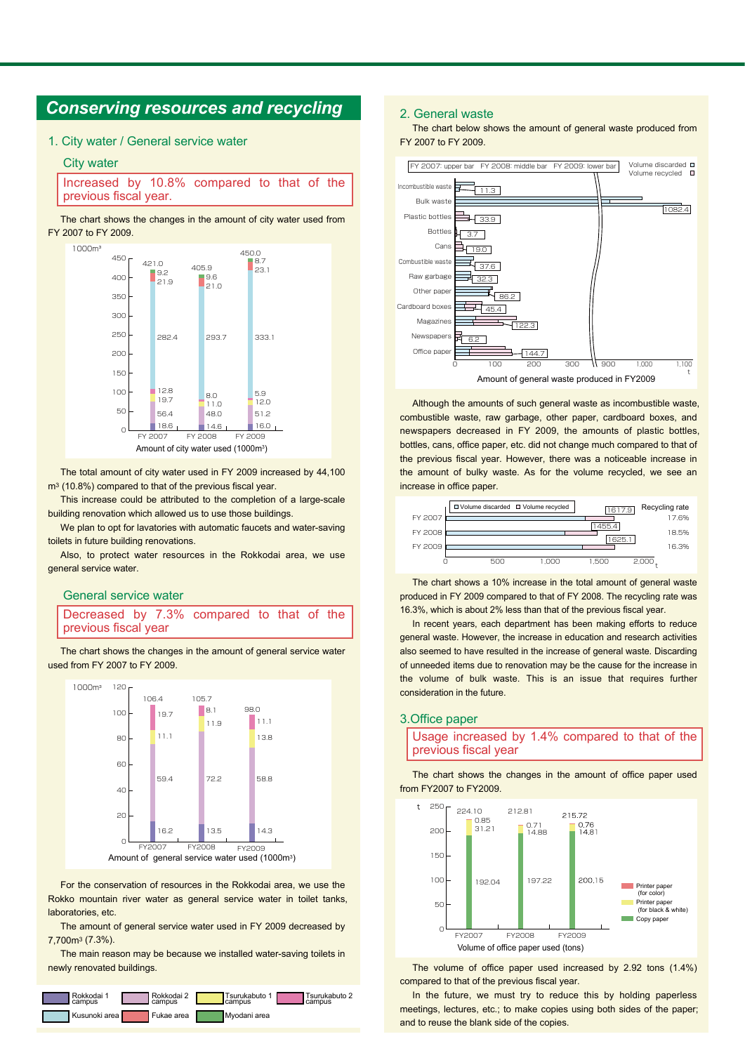# Conserving resources and recycling

## 1. City water / General service water

### City water

**Increased by 10.8% compared to that of the previous fiscal year.**

The chart shows the changes in the amount of city water used from FY 2007 to FY 2009.

| (1000m³) | FY 2007 | FY 2008 | FY 2009 |
|---|---|---|---|
| Rokkodai 1 campus | 18.6 | 14.6 | 16.0 |
| Rokkodai 2 campus | 56.4 | 48.0 | 51.2 |
| Tsurukabuto 1 campus | 19.7 | 11.0 | 12.0 |
| Tsurukabuto 2 campus | 12.8 | 8.0 | 5.9 |
| Kusunoki area | 282.4 | 293.7 | 333.1 |
| Fukae area | 21.9 | 21.0 | 23.1 |
| Myodani area | 9.2 | 9.6 | 8.7 |
| Total | 421.0 | 405.9 | 450.0 |

Amount of city water used (1000m³)

The total amount of city water used in FY 2009 increased by 44,100 m³ (10.8%) compared to that of the previous fiscal year.

This increase could be attributed to the completion of a large-scale building renovation which allowed us to use those buildings.

We plan to opt for lavatories with automatic faucets and water-saving toilets in future building renovations.

Also, to protect water resources in the Rokkodai area, we use general service water.

### General service water

**Decreased by 7.3% compared to that of the previous fiscal year**

The chart shows the changes in the amount of general service water used from FY 2007 to FY 2009.

| (1000m³) | FY2007 | FY2008 | FY2009 |
|---|---|---|---|
| Rokkodai 1 campus | 16.2 | 13.5 | 14.3 |
| Rokkodai 2 campus | 59.4 | 72.2 | 58.8 |
| Tsurukabuto 1 campus | 11.1 | 11.9 | 13.8 |
| Tsurukabuto 2 campus | 19.7 | 8.1 | 11.1 |
| Total | 106.4 | 105.7 | 98.0 |

Amount of general service water used (1000m³)

For the conservation of resources in the Rokkodai area, we use the Rokko mountain river water as general service water in toilet tanks, laboratories, etc.

The amount of general service water used in FY 2009 decreased by 7,700m³ (7.3%).

The main reason may be because we installed water-saving toilets in newly renovated buildings.

## 2. General waste

The chart below shows the amount of general waste produced from FY 2007 to FY 2009.

FY 2007: upper bar　FY 2008: middle bar　FY 2009: lower bar

| Item | FY2009 (t) |
|---|---|
| Incombustible waste | 11.3 |
| Bulk waste | 1082.4 |
| Plastic bottles | 33.9 |
| Bottles | 3.7 |
| Cans | 19.0 |
| Combustible waste | 37.6 |
| Raw garbage | 32.3 |
| Other paper | 86.2 |
| Cardboard boxes | 45.4 |
| Magazines | 122.3 |
| Newspapers | 6.2 |
| Office paper | 144.7 |

Amount of general waste produced in FY2009

Although the amounts of such general waste as incombustible waste, combustible waste, raw garbage, other paper, cardboard boxes, and newspapers decreased in FY 2009, the amounts of plastic bottles, bottles, cans, office paper, etc. did not change much compared to that of the previous fiscal year. However, there was a noticeable increase in the amount of bulky waste. As for the volume recycled, we see an increase in office paper.

| | Total (t) | Recycling rate |
|---|---|---|
| FY 2007 | 1617.9 | 17.6% |
| FY 2008 | 1455.4 | 18.5% |
| FY 2009 | 1625.1 | 16.3% |

The chart shows a 10% increase in the total amount of general waste produced in FY 2009 compared to that of FY 2008. The recycling rate was 16.3%, which is about 2% less than that of the previous fiscal year.

In recent years, each department has been making efforts to reduce general waste. However, the increase in education and research activities also seemed to have resulted in the increase of general waste. Discarding of unneeded items due to renovation may be the cause for the increase in the volume of bulk waste. This is an issue that requires further consideration in the future.

## 3. Office paper

**Usage increased by 1.4% compared to that of the previous fiscal year**

The chart shows the changes in the amount of office paper used from FY2007 to FY2009.

| (t) | FY2007 | FY2008 | FY2009 |
|---|---|---|---|
| Printer paper (for color) | 0.85 | 0.71 | 0.76 |
| Printer paper (for black & white) | 31.21 | 14.88 | 14.81 |
| Copy paper | 192.04 | 197.22 | 200.15 |
| Total | 224.10 | 212.81 | 215.72 |

Volume of office paper used (tons)

The volume of office paper used increased by 2.92 tons (1.4%) compared to that of the previous fiscal year.

In the future, we must try to reduce this by holding paperless meetings, lectures, etc.; to make copies using both sides of the paper; and to reuse the blank side of the copies.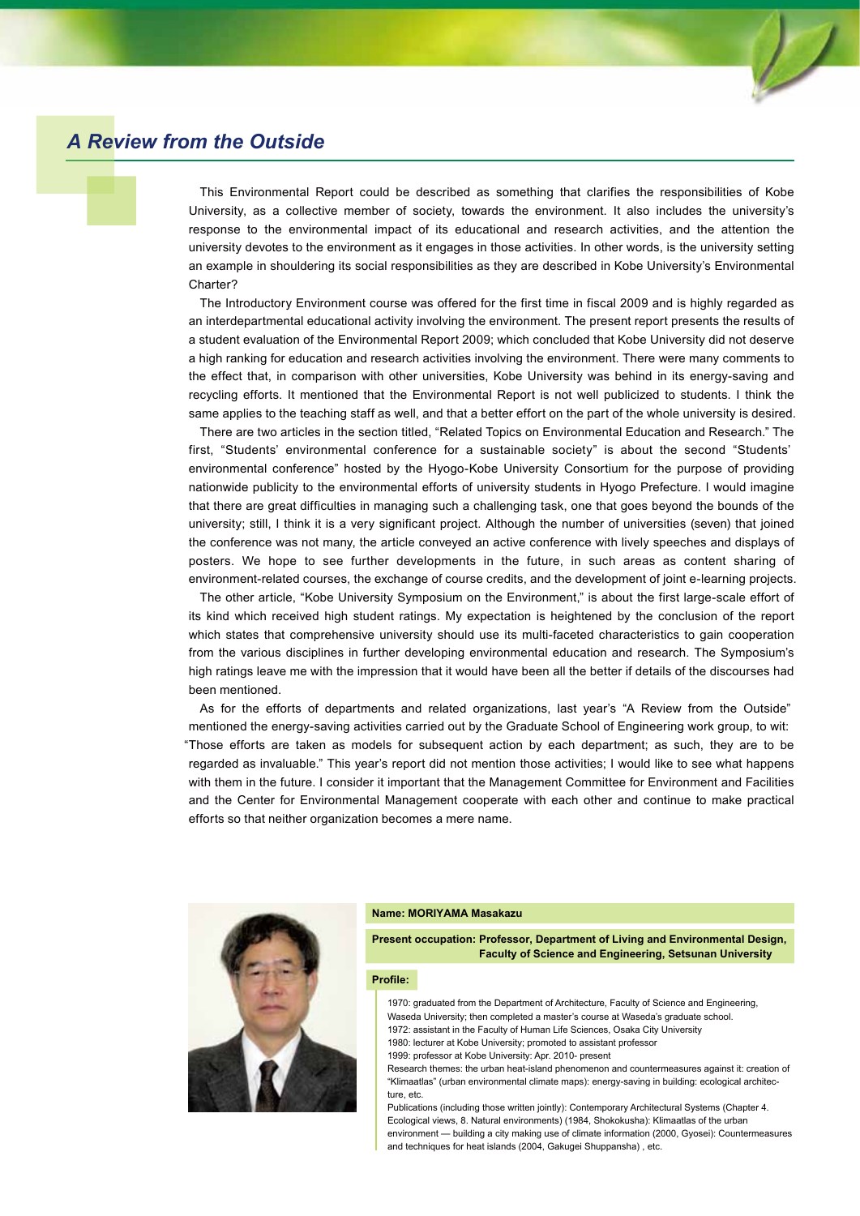# A Review from the Outside

This Environmental Report could be described as something that clarifies the responsibilities of Kobe University, as a collective member of society, towards the environment. It also includes the university's response to the environmental impact of its educational and research activities, and the attention the university devotes to the environment as it engages in those activities. In other words, is the university setting an example in shouldering its social responsibilities as they are described in Kobe University's Environmental Charter?

The Introductory Environment course was offered for the first time in fiscal 2009 and is highly regarded as an interdepartmental educational activity involving the environment. The present report presents the results of a student evaluation of the Environmental Report 2009; which concluded that Kobe University did not deserve a high ranking for education and research activities involving the environment. There were many comments to the effect that, in comparison with other universities, Kobe University was behind in its energy-saving and recycling efforts. It mentioned that the Environmental Report is not well publicized to students. I think the same applies to the teaching staff as well, and that a better effort on the part of the whole university is desired.

There are two articles in the section titled, "Related Topics on Environmental Education and Research." The first, "Students' environmental conference for a sustainable society" is about the second "Students' environmental conference" hosted by the Hyogo-Kobe University Consortium for the purpose of providing nationwide publicity to the environmental efforts of university students in Hyogo Prefecture. I would imagine that there are great difficulties in managing such a challenging task, one that goes beyond the bounds of the university; still, I think it is a very significant project. Although the number of universities (seven) that joined the conference was not many, the article conveyed an active conference with lively speeches and displays of posters. We hope to see further developments in the future, in such areas as content sharing of environment-related courses, the exchange of course credits, and the development of joint e-learning projects.

The other article, "Kobe University Symposium on the Environment," is about the first large-scale effort of its kind which received high student ratings. My expectation is heightened by the conclusion of the report which states that comprehensive university should use its multi-faceted characteristics to gain cooperation from the various disciplines in further developing environmental education and research. The Symposium's high ratings leave me with the impression that it would have been all the better if details of the discourses had been mentioned.

As for the efforts of departments and related organizations, last year's "A Review from the Outside" mentioned the energy-saving activities carried out by the Graduate School of Engineering work group, to wit: "Those efforts are taken as models for subsequent action by each department; as such, they are to be regarded as invaluable." This year's report did not mention those activities; I would like to see what happens with them in the future. I consider it important that the Management Committee for Environment and Facilities and the Center for Environmental Management cooperate with each other and continue to make practical efforts so that neither organization becomes a mere name.

**Name: MORIYAMA Masakazu**

**Present occupation: Professor, Department of Living and Environmental Design, Faculty of Science and Engineering, Setsunan University**

**Profile:**

1970: graduated from the Department of Architecture, Faculty of Science and Engineering, Waseda University; then completed a master's course at Waseda's graduate school.
1972: assistant in the Faculty of Human Life Sciences, Osaka City University
1980: lecturer at Kobe University; promoted to assistant professor
1999: professor at Kobe University: Apr. 2010- present
Research themes: the urban heat-island phenomenon and countermeasures against it: creation of "Klimaatlas" (urban environmental climate maps): energy-saving in building: ecological architecture, etc.
Publications (including those written jointly): Contemporary Architectural Systems (Chapter 4. Ecological views, 8. Natural environments) (1984, Shokokusha): Klimaatlas of the urban environment — building a city making use of climate information (2000, Gyosei): Countermeasures and techniques for heat islands (2004, Gakugei Shuppansha) , etc.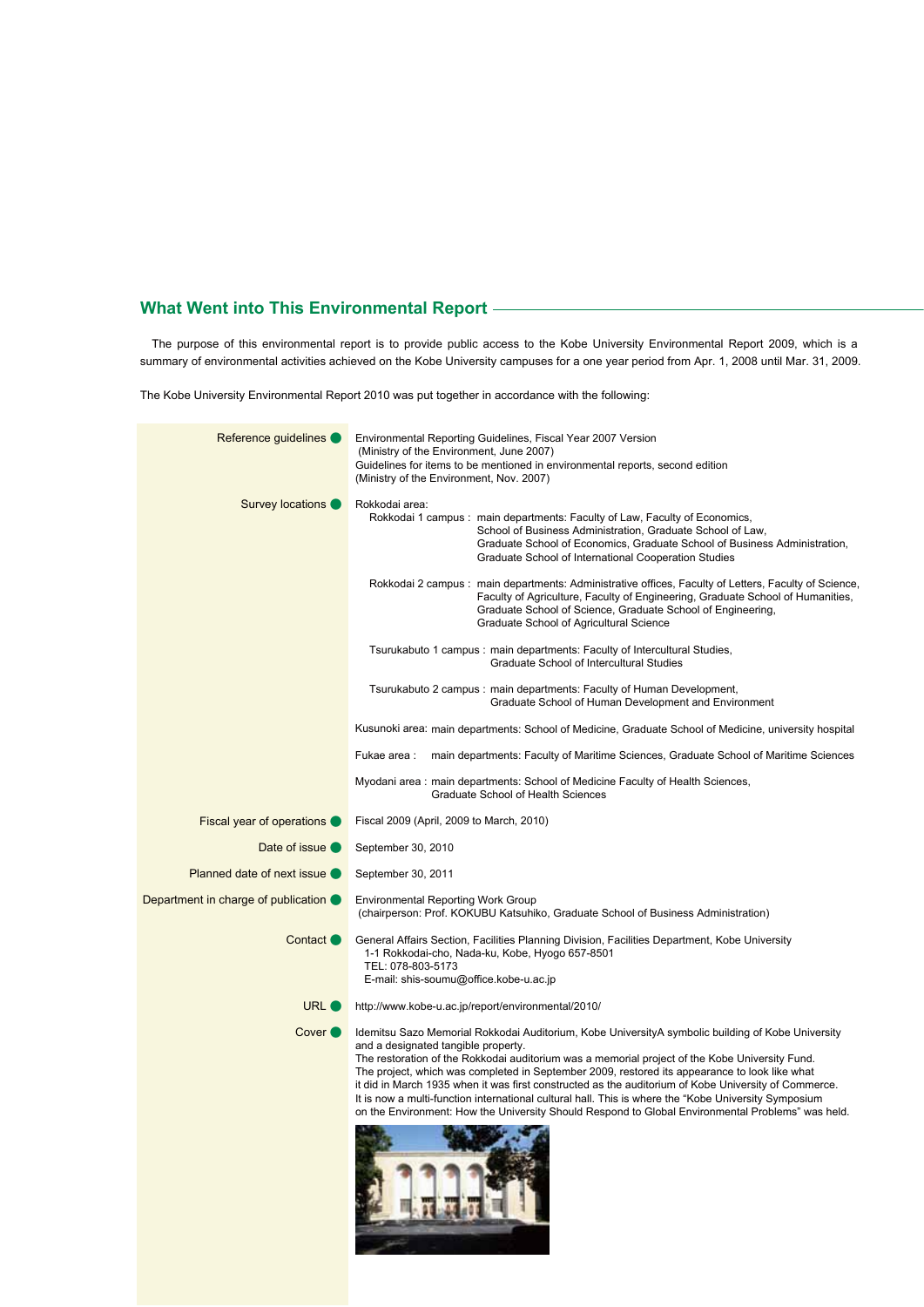## What Went into This Environmental Report

The purpose of this environmental report is to provide public access to the Kobe University Environmental Report 2009, which is a summary of environmental activities achieved on the Kobe University campuses for a one year period from Apr. 1, 2008 until Mar. 31, 2009.

The Kobe University Environmental Report 2010 was put together in accordance with the following:

**Reference guidelines**

Environmental Reporting Guidelines, Fiscal Year 2007 Version
(Ministry of the Environment, June 2007)
Guidelines for items to be mentioned in environmental reports, second edition
(Ministry of the Environment, Nov. 2007)

**Survey locations**

Rokkodai area:

- Rokkodai 1 campus : main departments: Faculty of Law, Faculty of Economics, School of Business Administration, Graduate School of Law, Graduate School of Economics, Graduate School of Business Administration, Graduate School of International Cooperation Studies
- Rokkodai 2 campus : main departments: Administrative offices, Faculty of Letters, Faculty of Science, Faculty of Agriculture, Faculty of Engineering, Graduate School of Humanities, Graduate School of Science, Graduate School of Engineering, Graduate School of Agricultural Science
- Tsurukabuto 1 campus : main departments: Faculty of Intercultural Studies, Graduate School of Intercultural Studies
- Tsurukabuto 2 campus : main departments: Faculty of Human Development, Graduate School of Human Development and Environment

Kusunoki area: main departments: School of Medicine, Graduate School of Medicine, university hospital

Fukae area : main departments: Faculty of Maritime Sciences, Graduate School of Maritime Sciences

Myodani area : main departments: School of Medicine Faculty of Health Sciences, Graduate School of Health Sciences

**Fiscal year of operations**

Fiscal 2009 (April, 2009 to March, 2010)

**Date of issue**

September 30, 2010

**Planned date of next issue**

September 30, 2011

**Department in charge of publication**

Environmental Reporting Work Group
(chairperson: Prof. KOKUBU Katsuhiko, Graduate School of Business Administration)

**Contact**

General Affairs Section, Facilities Planning Division, Facilities Department, Kobe University
1-1 Rokkodai-cho, Nada-ku, Kobe, Hyogo 657-8501
TEL: 078-803-5173
E-mail: shis-soumu@office.kobe-u.ac.jp

**URL**

http://www.kobe-u.ac.jp/report/environmental/2010/

**Cover**

Idemitsu Sazo Memorial Rokkodai Auditorium, Kobe UniversityA symbolic building of Kobe University and a designated tangible property.
The restoration of the Rokkodai auditorium was a memorial project of the Kobe University Fund.
The project, which was completed in September 2009, restored its appearance to look like what it did in March 1935 when it was first constructed as the auditorium of Kobe University of Commerce.
It is now a multi-function international cultural hall. This is where the "Kobe University Symposium on the Environment: How the University Should Respond to Global Environmental Problems" was held.